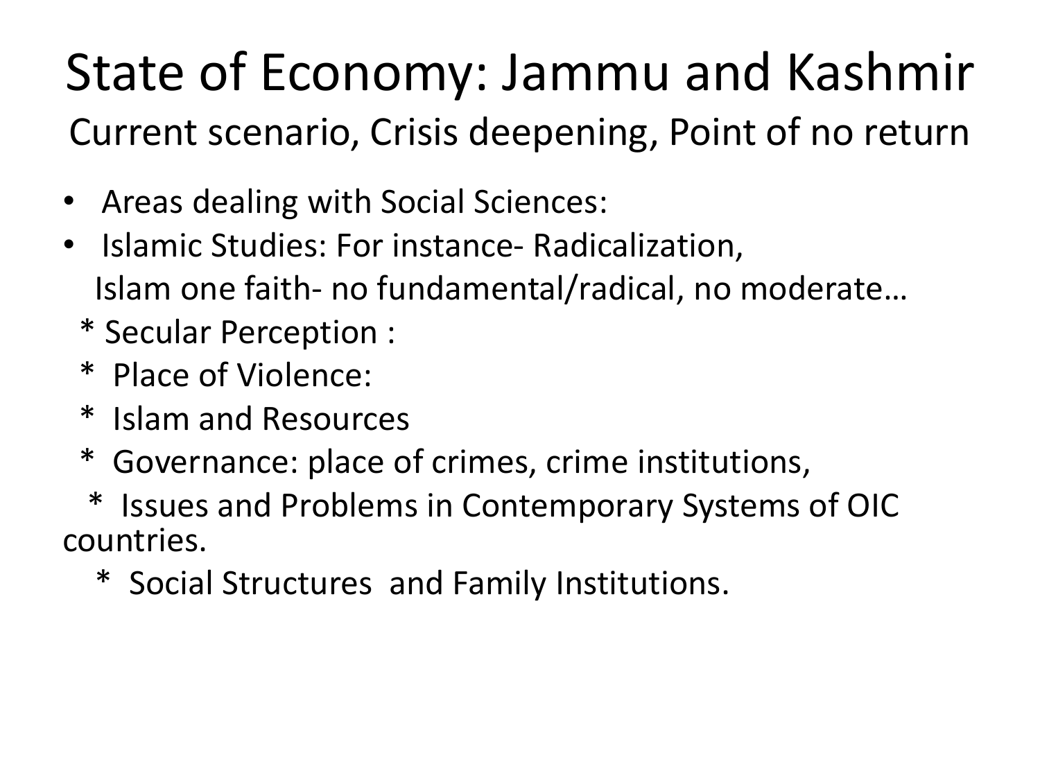# State of Economy: Jammu and Kashmir

## Current scenario, Crisis deepening, Point of no return

- Areas dealing with Social Sciences:
- Islamic Studies: For instance- Radicalization,
  Islam one faith- no fundamental/radical, no moderate…
  * Secular Perception :
  * Place of Violence:
  * Islam and Resources
  * Governance: place of crimes, crime institutions,
  * Issues and Problems in Contemporary Systems of OIC countries.
  * Social Structures and Family Institutions.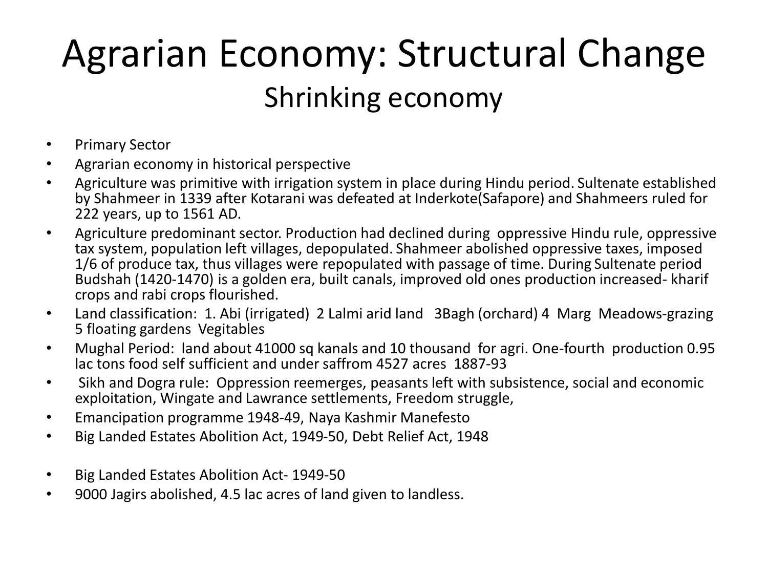# Agrarian Economy: Structural Change

## Shrinking economy

- Primary Sector
- Agrarian economy in historical perspective
- Agriculture was primitive with irrigation system in place during Hindu period. Sultenate established by Shahmeer in 1339 after Kotarani was defeated at Inderkote(Safapore) and Shahmeers ruled for 222 years, up to 1561 AD.
- Agriculture predominant sector. Production had declined during oppressive Hindu rule, oppressive tax system, population left villages, depopulated. Shahmeer abolished oppressive taxes, imposed 1/6 of produce tax, thus villages were repopulated with passage of time. During Sultenate period Budshah (1420-1470) is a golden era, built canals, improved old ones production increased- kharif crops and rabi crops flourished.
- Land classification: 1. Abi (irrigated) 2 Lalmi arid land 3Bagh (orchard) 4 Marg Meadows-grazing 5 floating gardens Vegitables
- Mughal Period: land about 41000 sq kanals and 10 thousand for agri. One-fourth production 0.95 lac tons food self sufficient and under saffrom 4527 acres 1887-93
- Sikh and Dogra rule: Oppression reemerges, peasants left with subsistence, social and economic exploitation, Wingate and Lawrance settlements, Freedom struggle,
- Emancipation programme 1948-49, Naya Kashmir Manefesto
- Big Landed Estates Abolition Act, 1949-50, Debt Relief Act, 1948

- Big Landed Estates Abolition Act- 1949-50
- 9000 Jagirs abolished, 4.5 lac acres of land given to landless.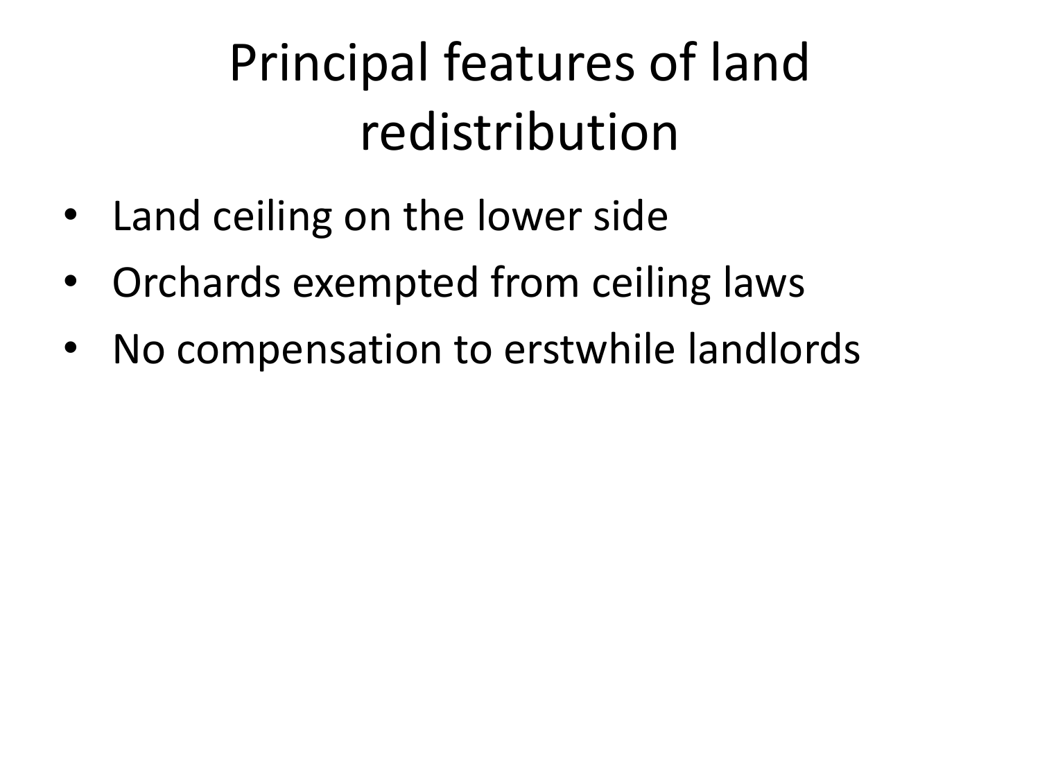# Principal features of land redistribution

- Land ceiling on the lower side
- Orchards exempted from ceiling laws
- No compensation to erstwhile landlords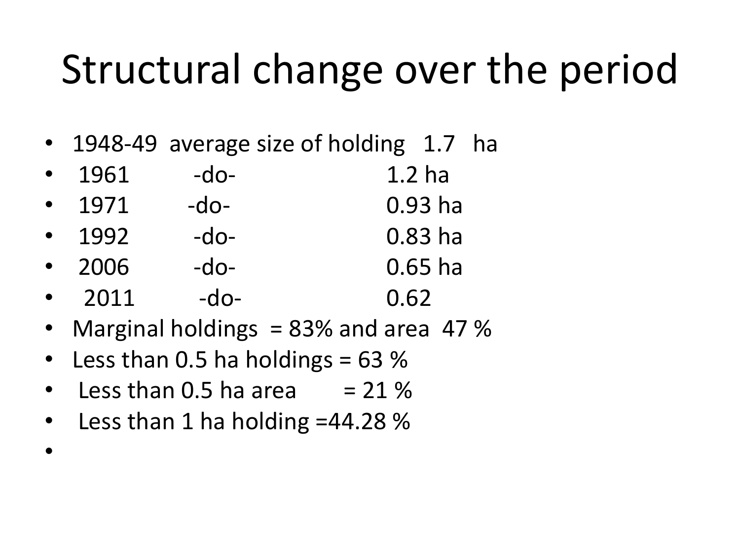# Structural change over the period

- 1948-49 average size of holding 1.7 ha
- 1961 -do- 1.2 ha
- 1971 -do- 0.93 ha
- 1992 -do- 0.83 ha
- 2006 -do- 0.65 ha
- 2011 -do- 0.62
- Marginal holdings = 83% and area 47 %
- Less than 0.5 ha holdings = 63 %
- Less than 0.5 ha area = 21 %
- Less than 1 ha holding =44.28 %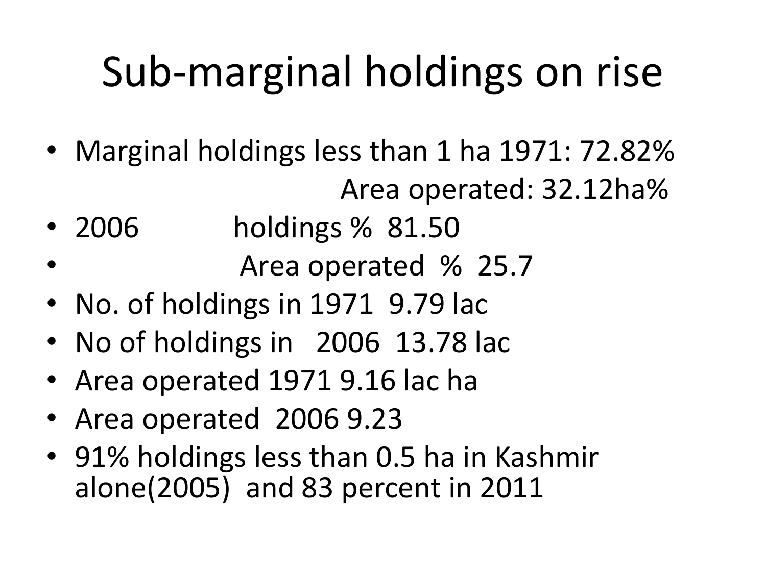# Sub-marginal holdings on rise

- Marginal holdings less than 1 ha 1971: 72.82%
  Area operated: 32.12ha%
- 2006 holdings % 81.50
- Area operated % 25.7
- No. of holdings in 1971 9.79 lac
- No of holdings in 2006 13.78 lac
- Area operated 1971 9.16 lac ha
- Area operated 2006 9.23
- 91% holdings less than 0.5 ha in Kashmir alone(2005) and 83 percent in 2011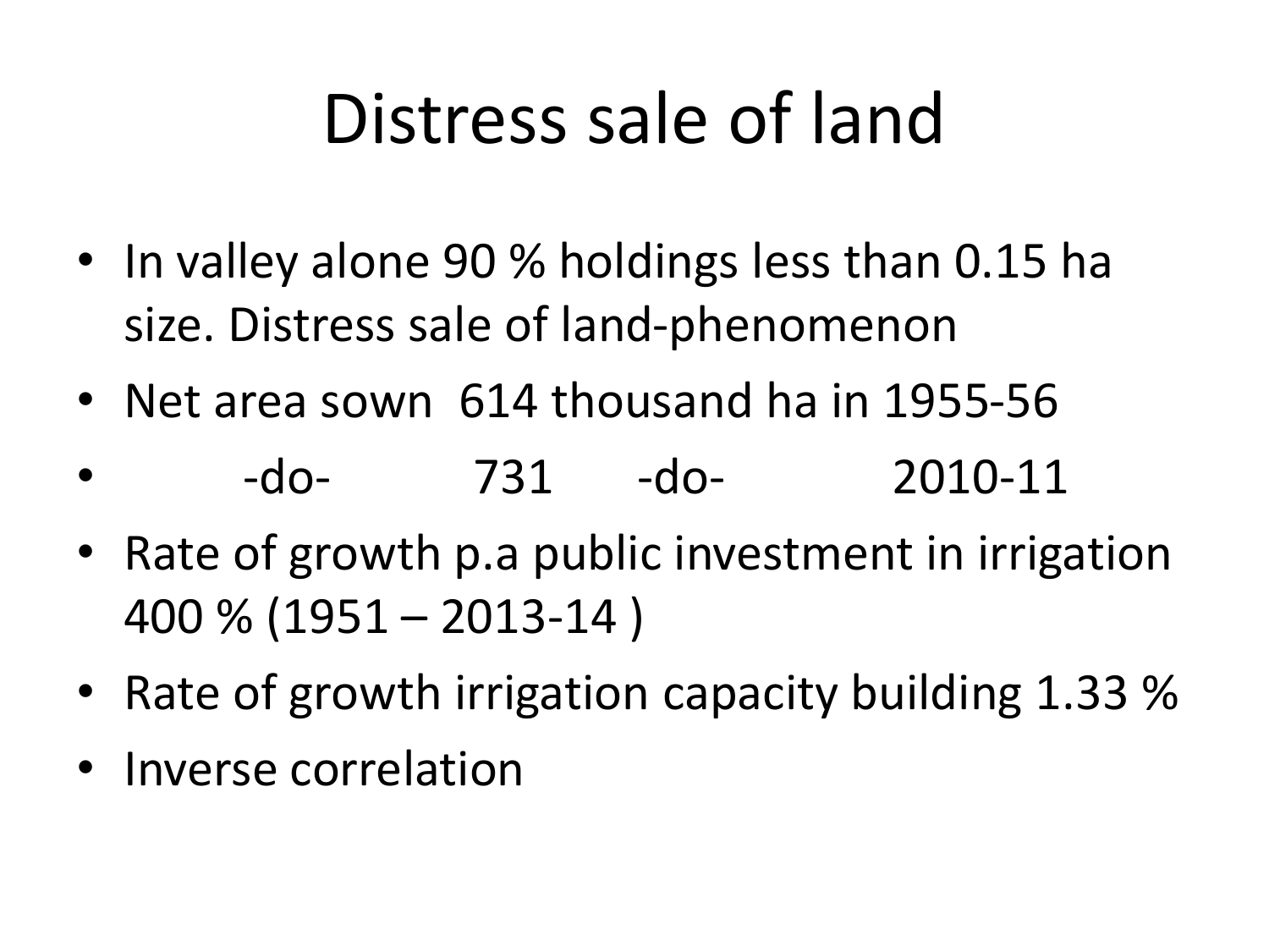# Distress sale of land

- In valley alone 90 % holdings less than 0.15 ha size. Distress sale of land-phenomenon
- Net area sown 614 thousand ha in 1955-56
- -do- 731 -do- 2010-11
- Rate of growth p.a public investment in irrigation 400 % (1951 – 2013-14 )
- Rate of growth irrigation capacity building 1.33 %
- Inverse correlation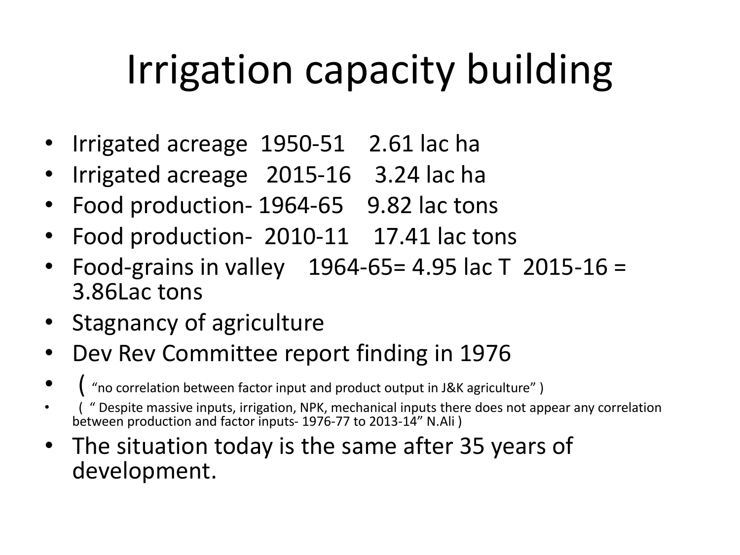# Irrigation capacity building

- Irrigated acreage 1950-51 2.61 lac ha
- Irrigated acreage 2015-16 3.24 lac ha
- Food production- 1964-65 9.82 lac tons
- Food production- 2010-11 17.41 lac tons
- Food-grains in valley 1964-65= 4.95 lac T 2015-16 = 3.86Lac tons
- Stagnancy of agriculture
- Dev Rev Committee report finding in 1976
- ( "no correlation between factor input and product output in J&K agriculture" )
- ( " Despite massive inputs, irrigation, NPK, mechanical inputs there does not appear any correlation between production and factor inputs- 1976-77 to 2013-14" N.Ali )
- The situation today is the same after 35 years of development.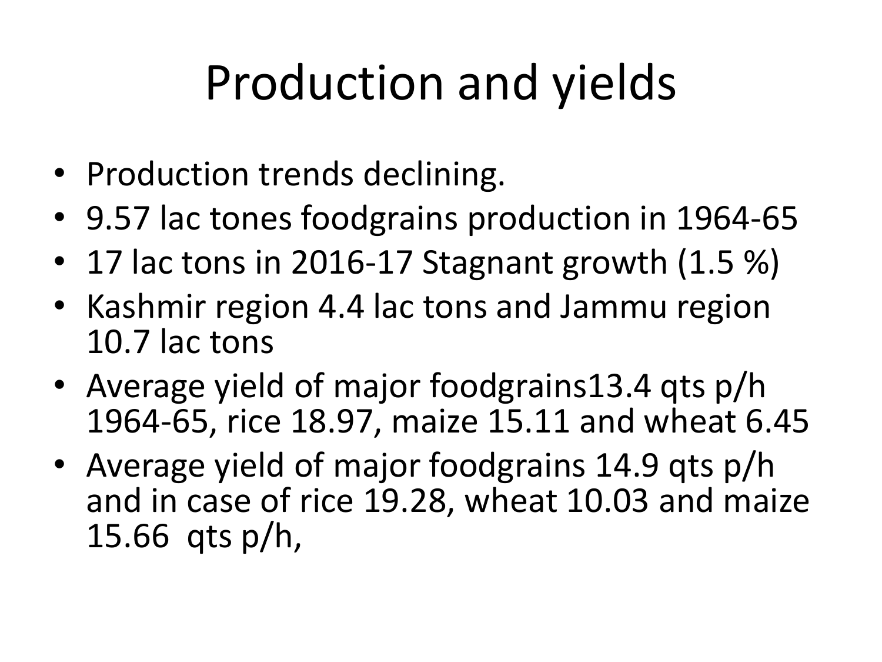# Production and yields

- Production trends declining.
- 9.57 lac tones foodgrains production in 1964-65
- 17 lac tons in 2016-17 Stagnant growth (1.5 %)
- Kashmir region 4.4 lac tons and Jammu region 10.7 lac tons
- Average yield of major foodgrains13.4 qts p/h 1964-65, rice 18.97, maize 15.11 and wheat 6.45
- Average yield of major foodgrains 14.9 qts p/h and in case of rice 19.28, wheat 10.03 and maize 15.66 qts p/h,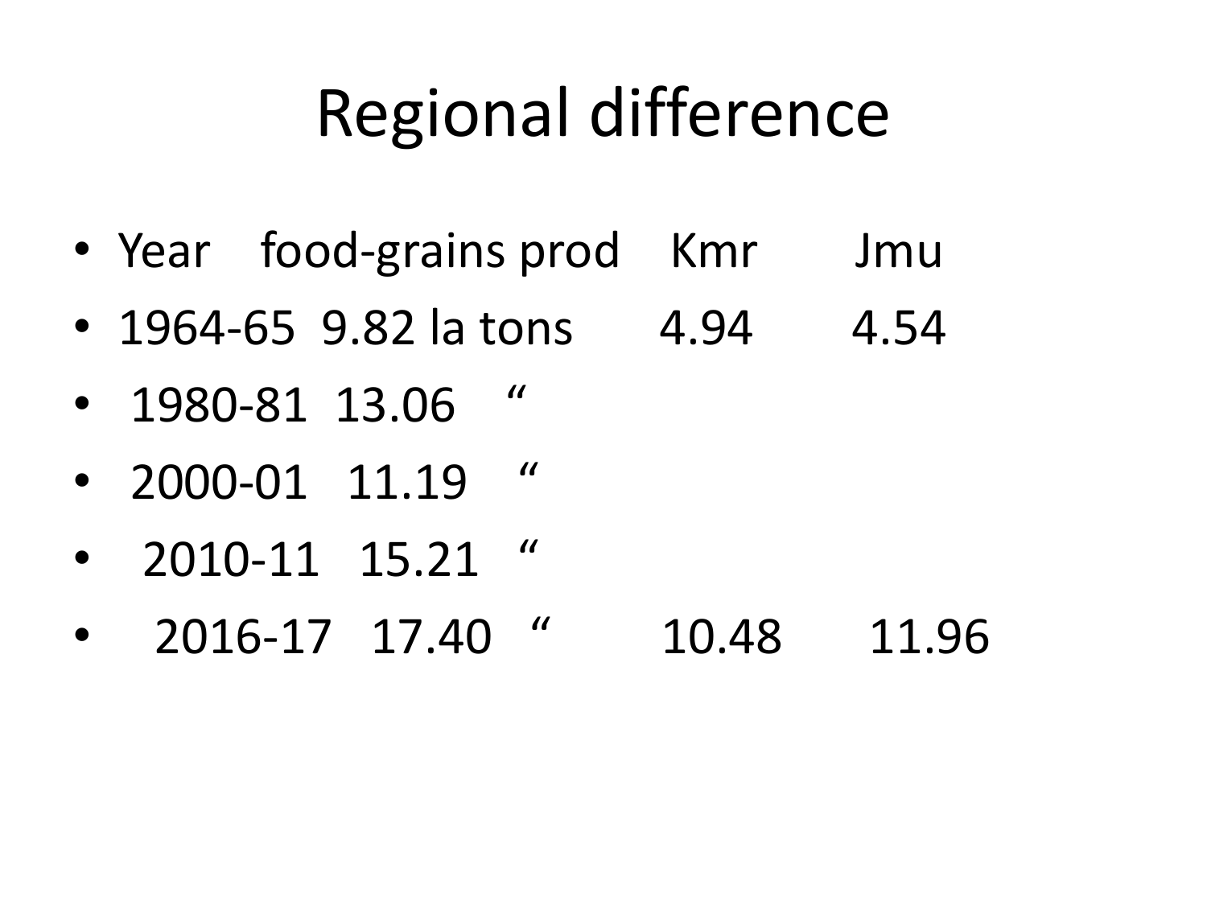# Regional difference

| Year | food-grains prod | Kmr | Jmu |
|---|---|---|---|
| 1964-65 | 9.82 la tons | 4.94 | 4.54 |
| 1980-81 | 13.06 " | | |
| 2000-01 | 11.19 " | | |
| 2010-11 | 15.21 " | | |
| 2016-17 | 17.40 " | 10.48 | 11.96 |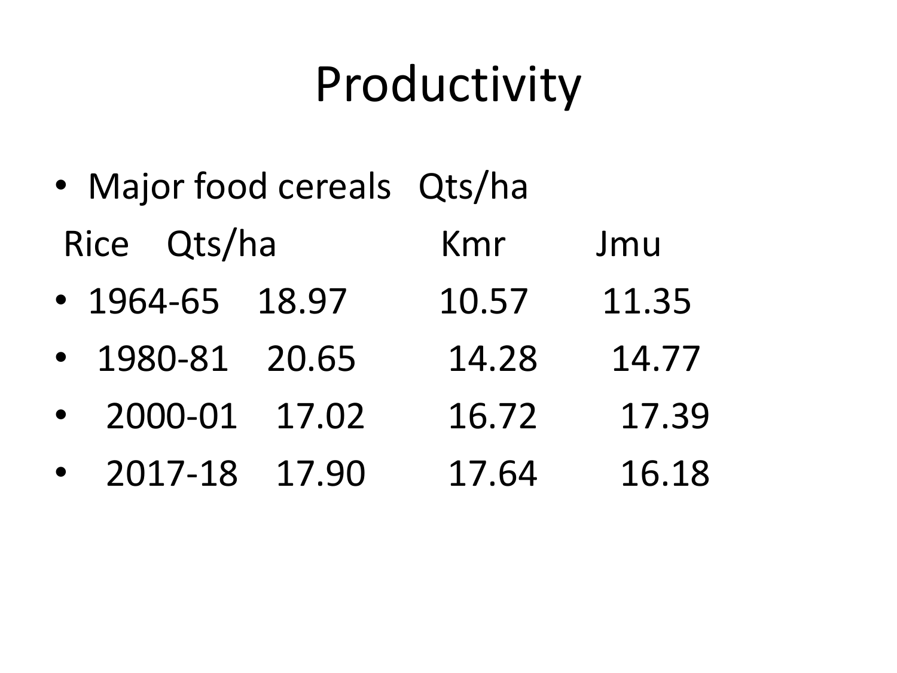# Productivity

- Major food cereals Qts/ha

| Rice | Qts/ha | Kmr | Jmu |
|---|---|---|---|
| 1964-65 | 18.97 | 10.57 | 11.35 |
| 1980-81 | 20.65 | 14.28 | 14.77 |
| 2000-01 | 17.02 | 16.72 | 17.39 |
| 2017-18 | 17.90 | 17.64 | 16.18 |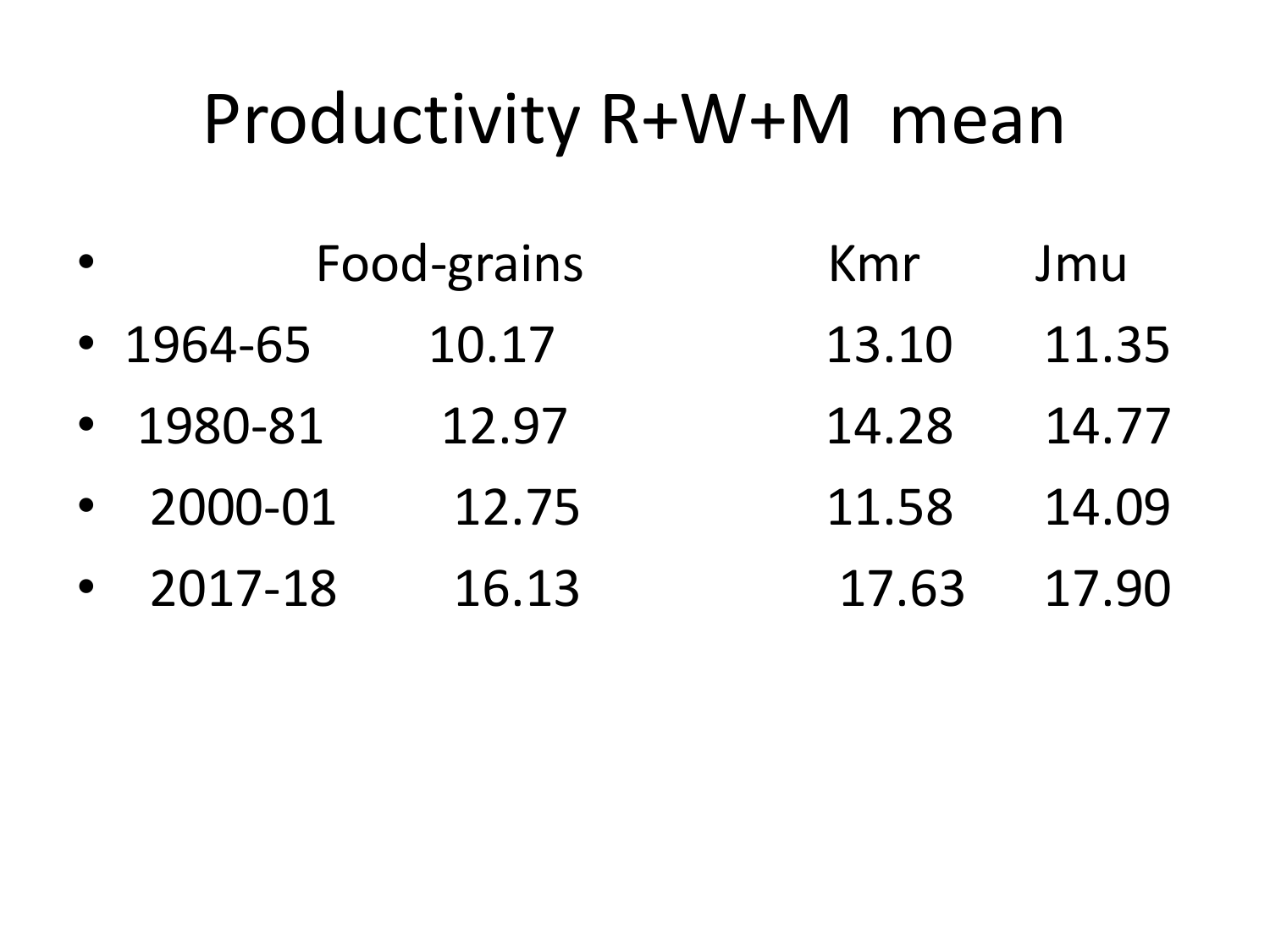# Productivity R+W+M mean

| | Food-grains | Kmr | Jmu |
|---|---|---|---|
| 1964-65 | 10.17 | 13.10 | 11.35 |
| 1980-81 | 12.97 | 14.28 | 14.77 |
| 2000-01 | 12.75 | 11.58 | 14.09 |
| 2017-18 | 16.13 | 17.63 | 17.90 |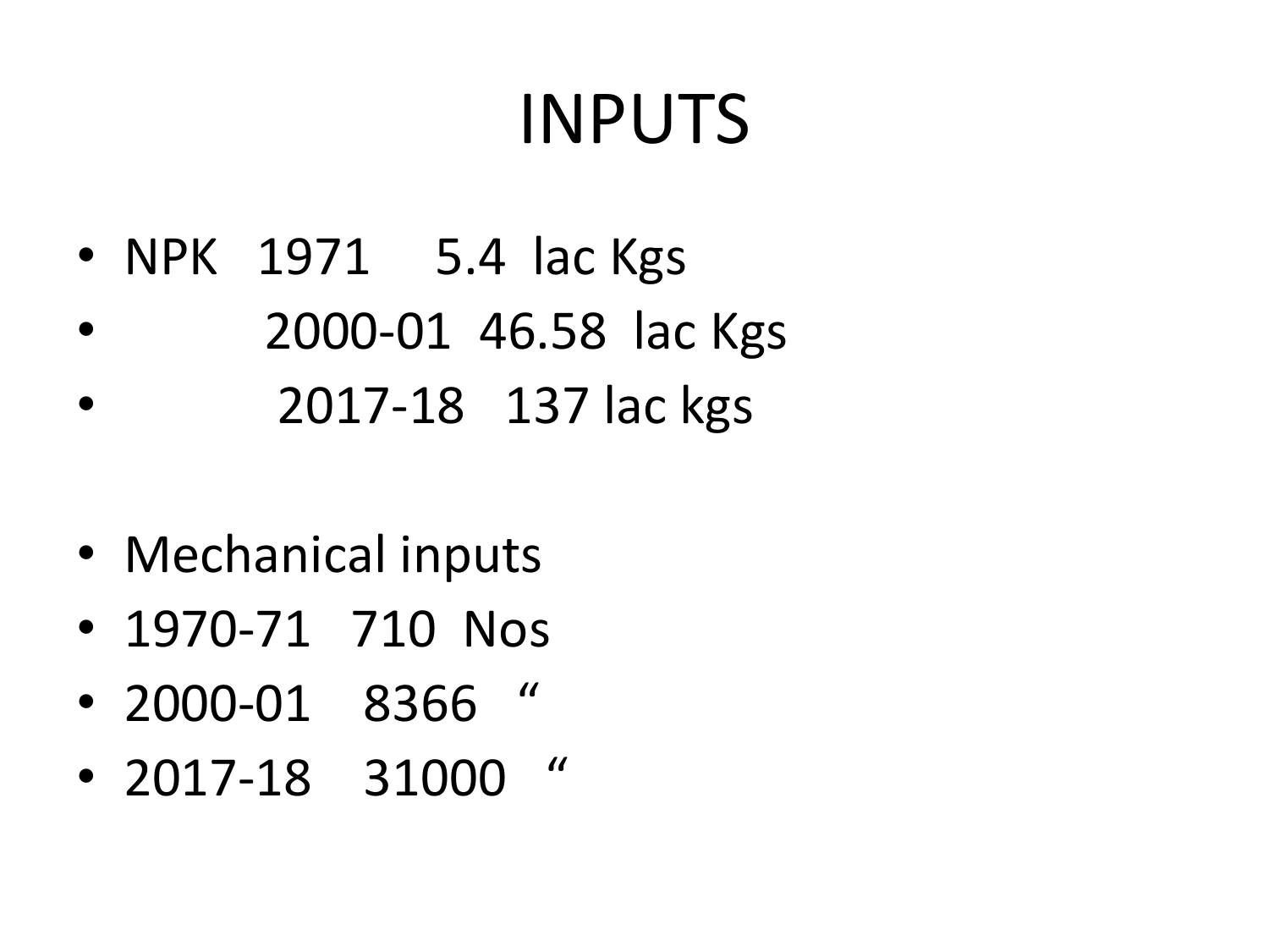# INPUTS

- NPK 1971 5.4 lac Kgs
- 2000-01 46.58 lac Kgs
- 2017-18 137 lac kgs

- Mechanical inputs
- 1970-71 710 Nos
- 2000-01 8366 "
- 2017-18 31000 "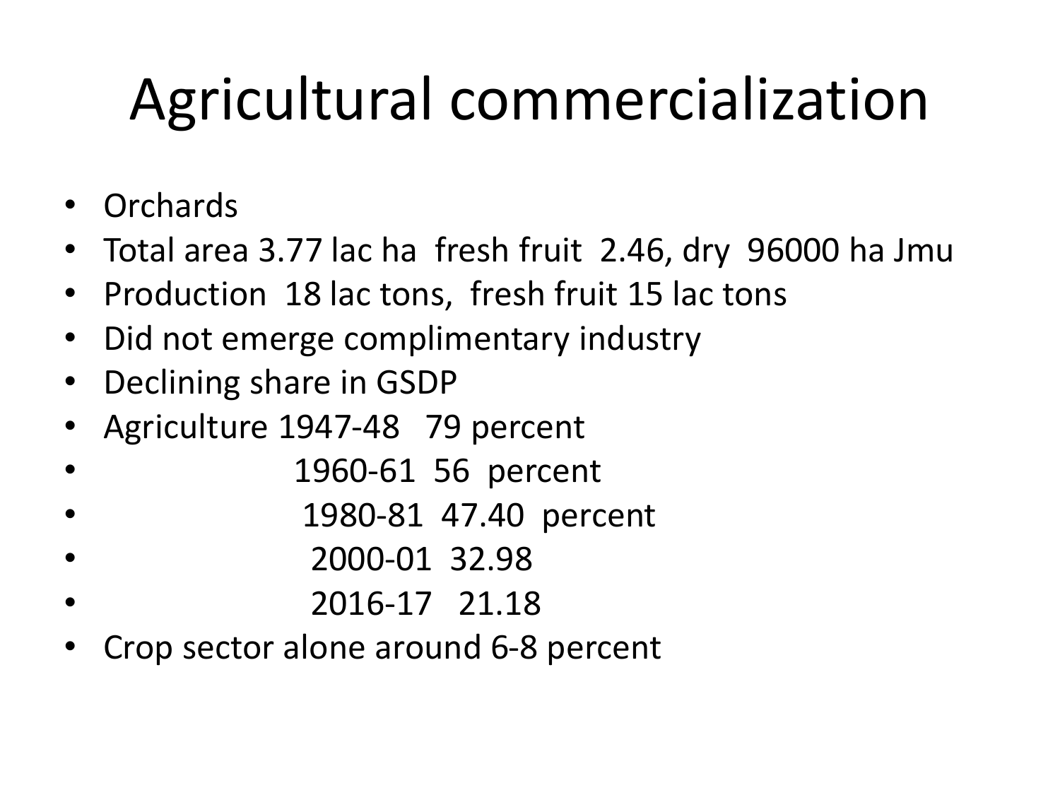# Agricultural commercialization

- Orchards
- Total area 3.77 lac ha fresh fruit 2.46, dry 96000 ha Jmu
- Production 18 lac tons, fresh fruit 15 lac tons
- Did not emerge complimentary industry
- Declining share in GSDP
- Agriculture 1947-48 79 percent
- 1960-61 56 percent
- 1980-81 47.40 percent
- 2000-01 32.98
- 2016-17 21.18
- Crop sector alone around 6-8 percent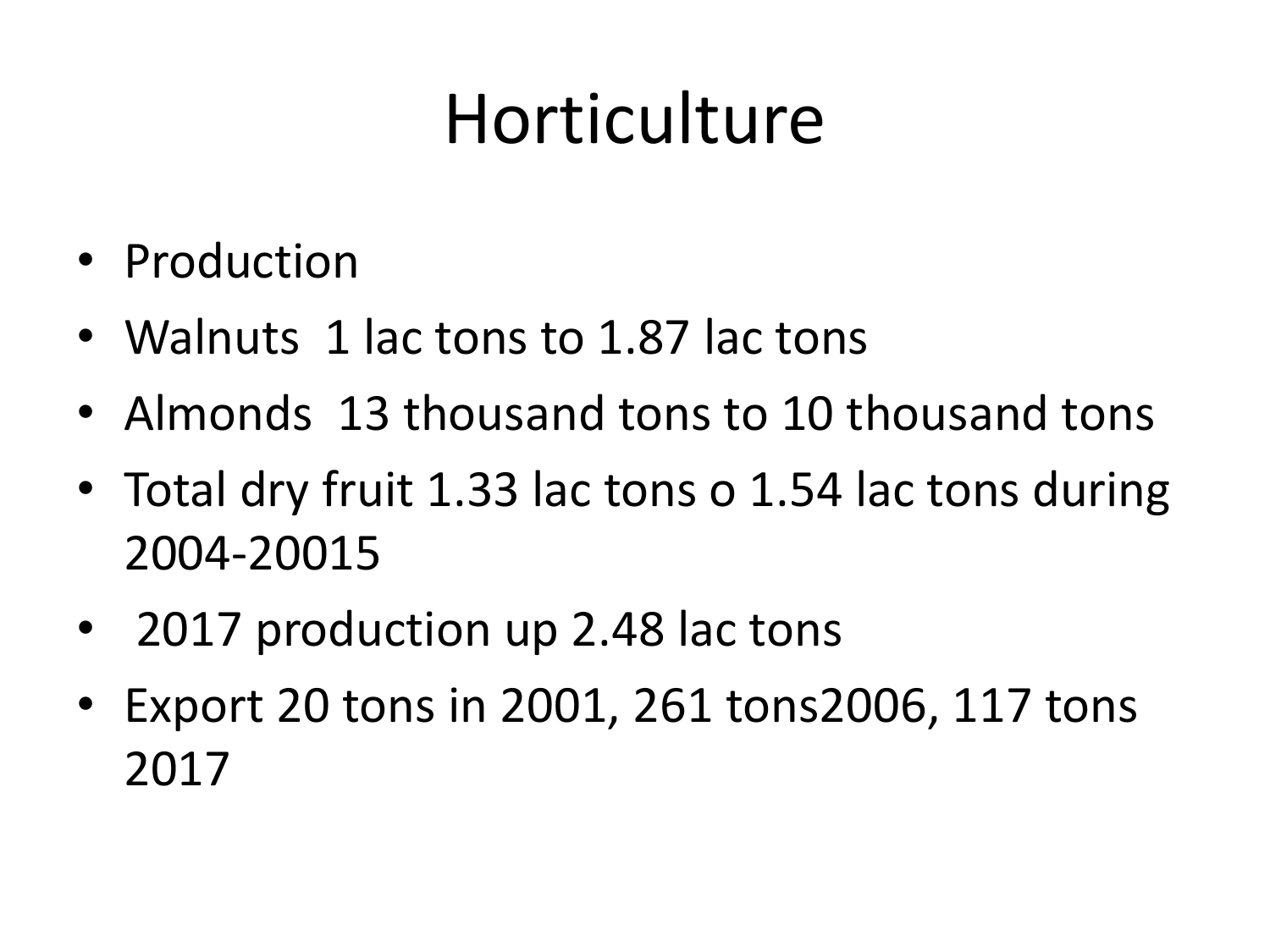# Horticulture

- Production
- Walnuts 1 lac tons to 1.87 lac tons
- Almonds 13 thousand tons to 10 thousand tons
- Total dry fruit 1.33 lac tons o 1.54 lac tons during 2004-20015
- 2017 production up 2.48 lac tons
- Export 20 tons in 2001, 261 tons2006, 117 tons 2017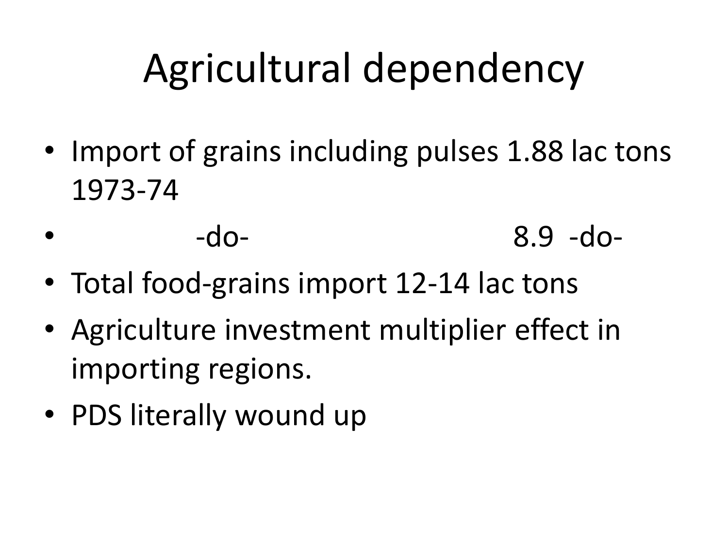# Agricultural dependency

- Import of grains including pulses 1.88 lac tons 1973-74
- -do- 8.9 -do-
- Total food-grains import 12-14 lac tons
- Agriculture investment multiplier effect in importing regions.
- PDS literally wound up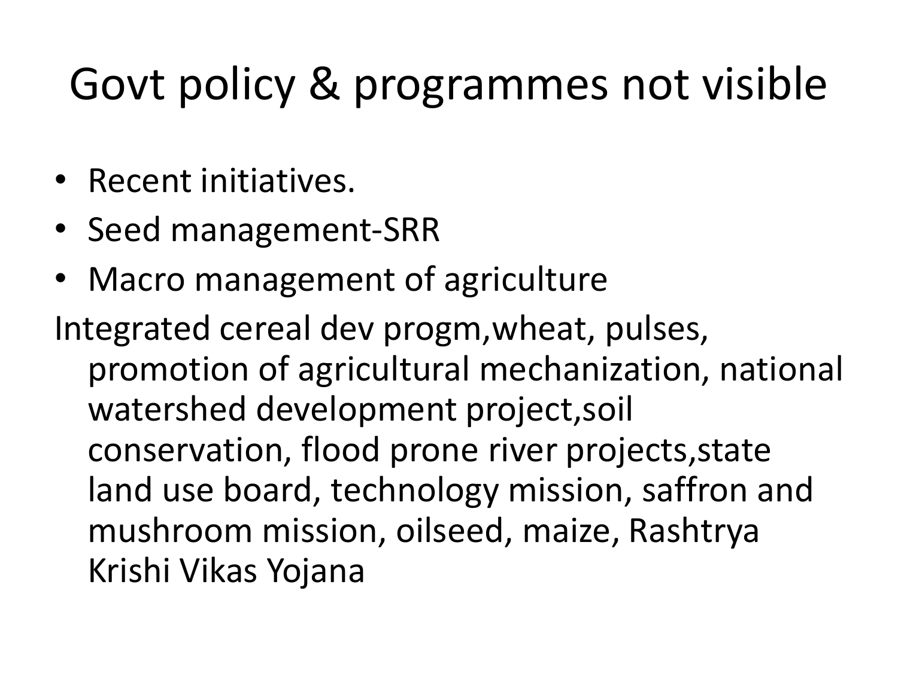# Govt policy & programmes not visible

- Recent initiatives.
- Seed management-SRR
- Macro management of agriculture

Integrated cereal dev progm,wheat, pulses, promotion of agricultural mechanization, national watershed development project,soil conservation, flood prone river projects,state land use board, technology mission, saffron and mushroom mission, oilseed, maize, Rashtrya Krishi Vikas Yojana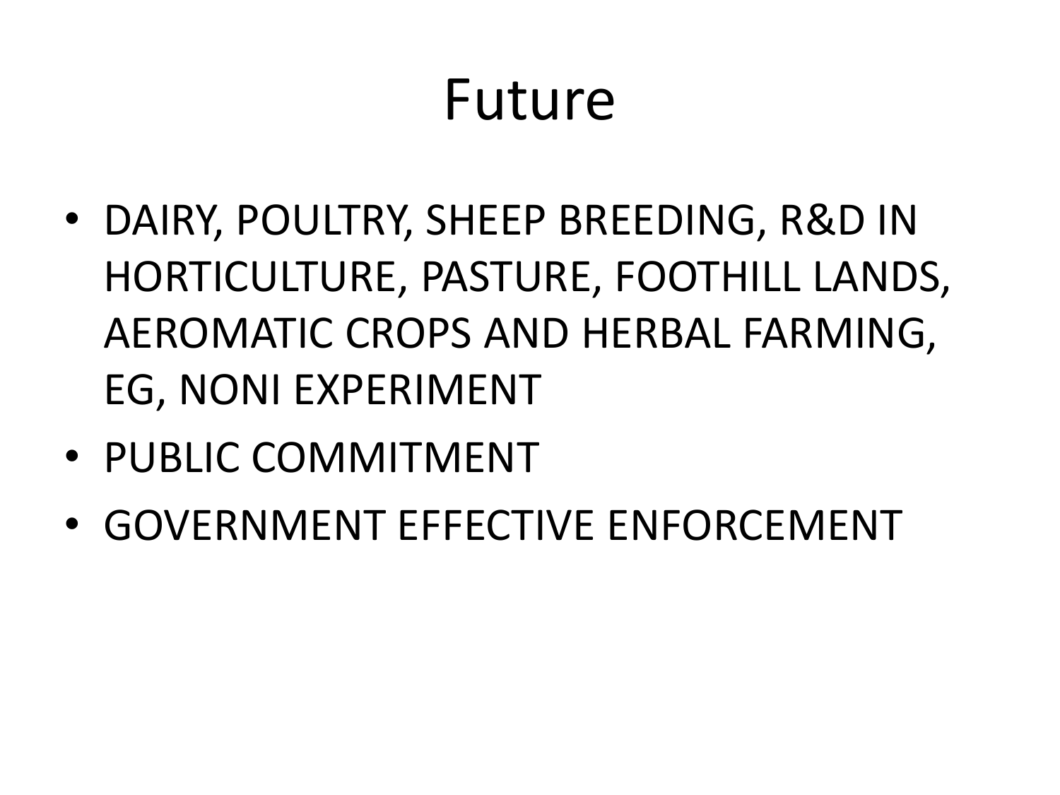# Future

- DAIRY, POULTRY, SHEEP BREEDING, R&D IN HORTICULTURE, PASTURE, FOOTHILL LANDS, AEROMATIC CROPS AND HERBAL FARMING, EG, NONI EXPERIMENT
- PUBLIC COMMITMENT
- GOVERNMENT EFFECTIVE ENFORCEMENT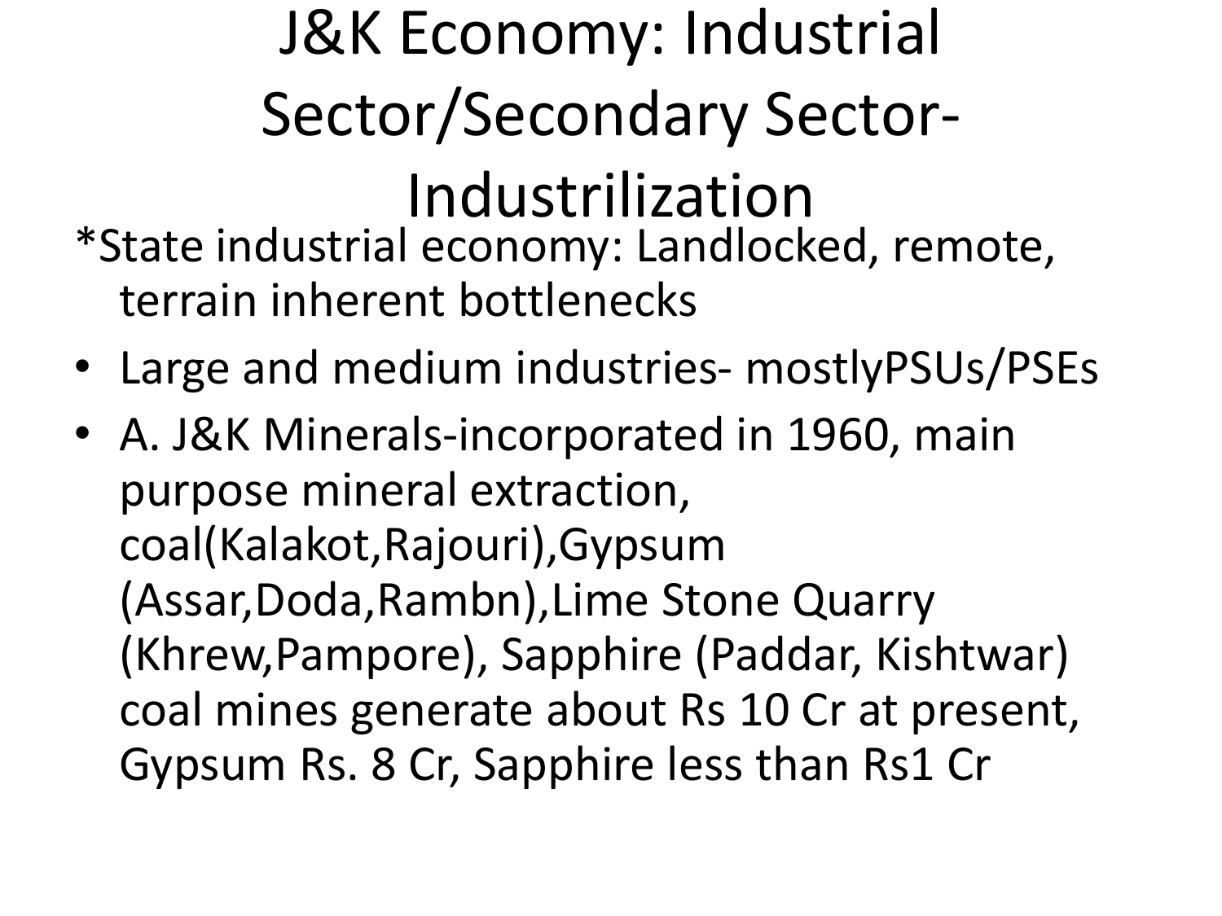# J&K Economy: Industrial Sector/Secondary Sector-Industrilization

*State industrial economy: Landlocked, remote, terrain inherent bottlenecks

- Large and medium industries- mostlyPSUs/PSEs
- A. J&K Minerals-incorporated in 1960, main purpose mineral extraction, coal(Kalakot,Rajouri),Gypsum (Assar,Doda,Rambn),Lime Stone Quarry (Khrew,Pampore), Sapphire (Paddar, Kishtwar) coal mines generate about Rs 10 Cr at present, Gypsum Rs. 8 Cr, Sapphire less than Rs1 Cr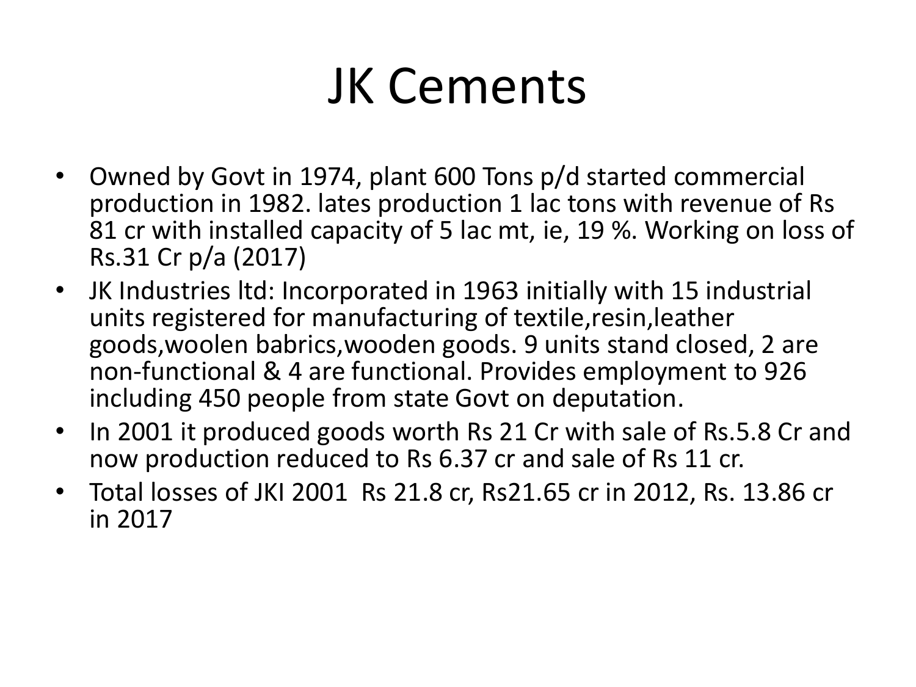# JK Cements

- Owned by Govt in 1974, plant 600 Tons p/d started commercial production in 1982. lates production 1 lac tons with revenue of Rs 81 cr with installed capacity of 5 lac mt, ie, 19 %. Working on loss of Rs.31 Cr p/a (2017)
- JK Industries ltd: Incorporated in 1963 initially with 15 industrial units registered for manufacturing of textile,resin,leather goods,woolen babrics,wooden goods. 9 units stand closed, 2 are non-functional & 4 are functional. Provides employment to 926 including 450 people from state Govt on deputation.
- In 2001 it produced goods worth Rs 21 Cr with sale of Rs.5.8 Cr and now production reduced to Rs 6.37 cr and sale of Rs 11 cr.
- Total losses of JKI 2001 Rs 21.8 cr, Rs21.65 cr in 2012, Rs. 13.86 cr in 2017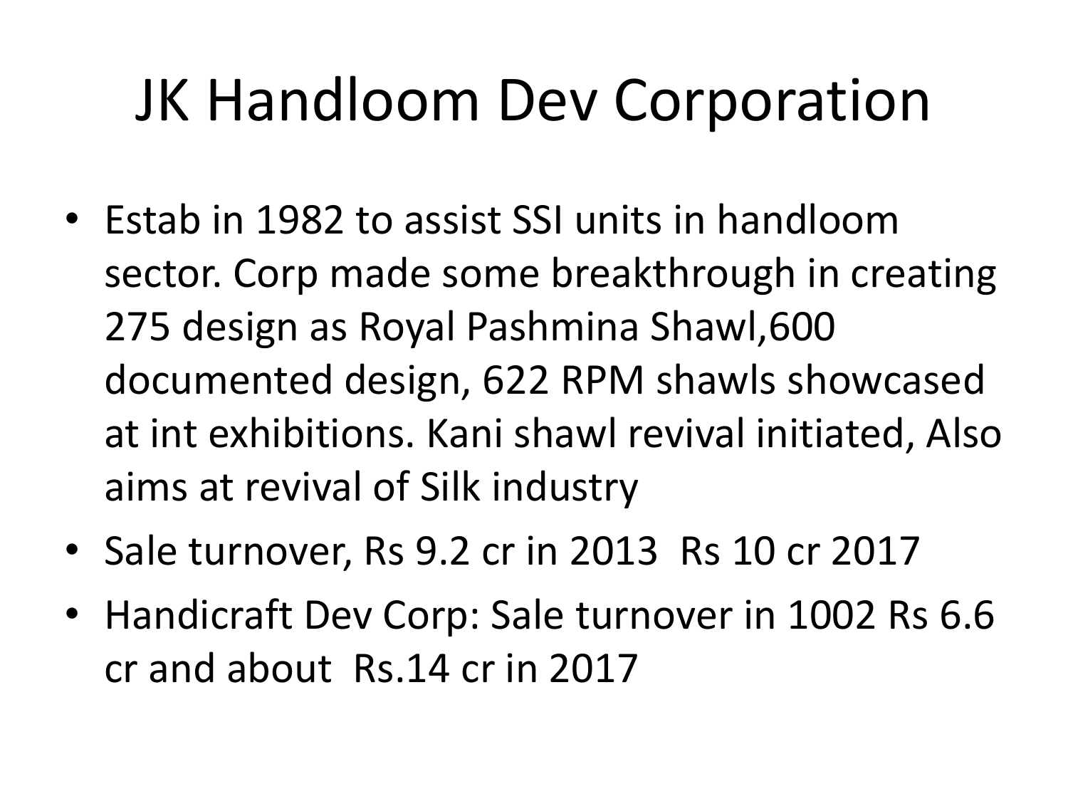# JK Handloom Dev Corporation

- Estab in 1982 to assist SSI units in handloom sector. Corp made some breakthrough in creating 275 design as Royal Pashmina Shawl,600 documented design, 622 RPM shawls showcased at int exhibitions. Kani shawl revival initiated, Also aims at revival of Silk industry
- Sale turnover, Rs 9.2 cr in 2013  Rs 10 cr 2017
- Handicraft Dev Corp: Sale turnover in 1002 Rs 6.6 cr and about  Rs.14 cr in 2017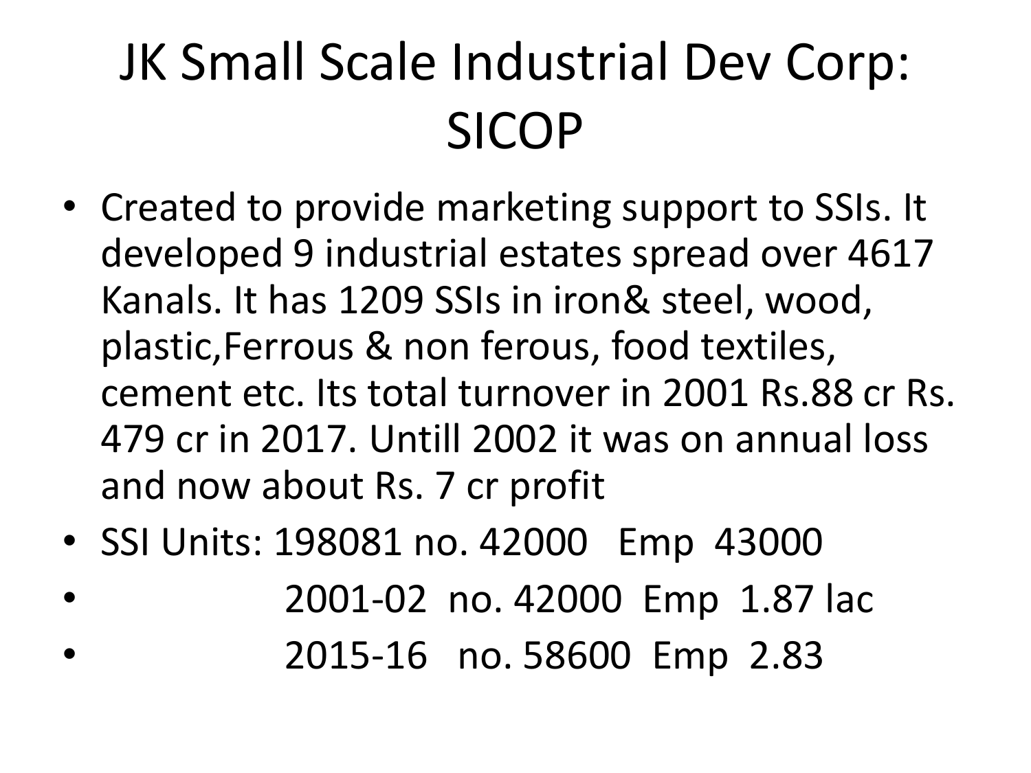# JK Small Scale Industrial Dev Corp: SICOP

- Created to provide marketing support to SSIs. It developed 9 industrial estates spread over 4617 Kanals. It has 1209 SSIs in iron& steel, wood, plastic,Ferrous & non ferous, food textiles, cement etc. Its total turnover in 2001 Rs.88 cr Rs. 479 cr in 2017. Untill 2002 it was on annual loss and now about Rs. 7 cr profit
- SSI Units: 198081 no. 42000 Emp 43000
- 2001-02 no. 42000 Emp 1.87 lac
- 2015-16 no. 58600 Emp 2.83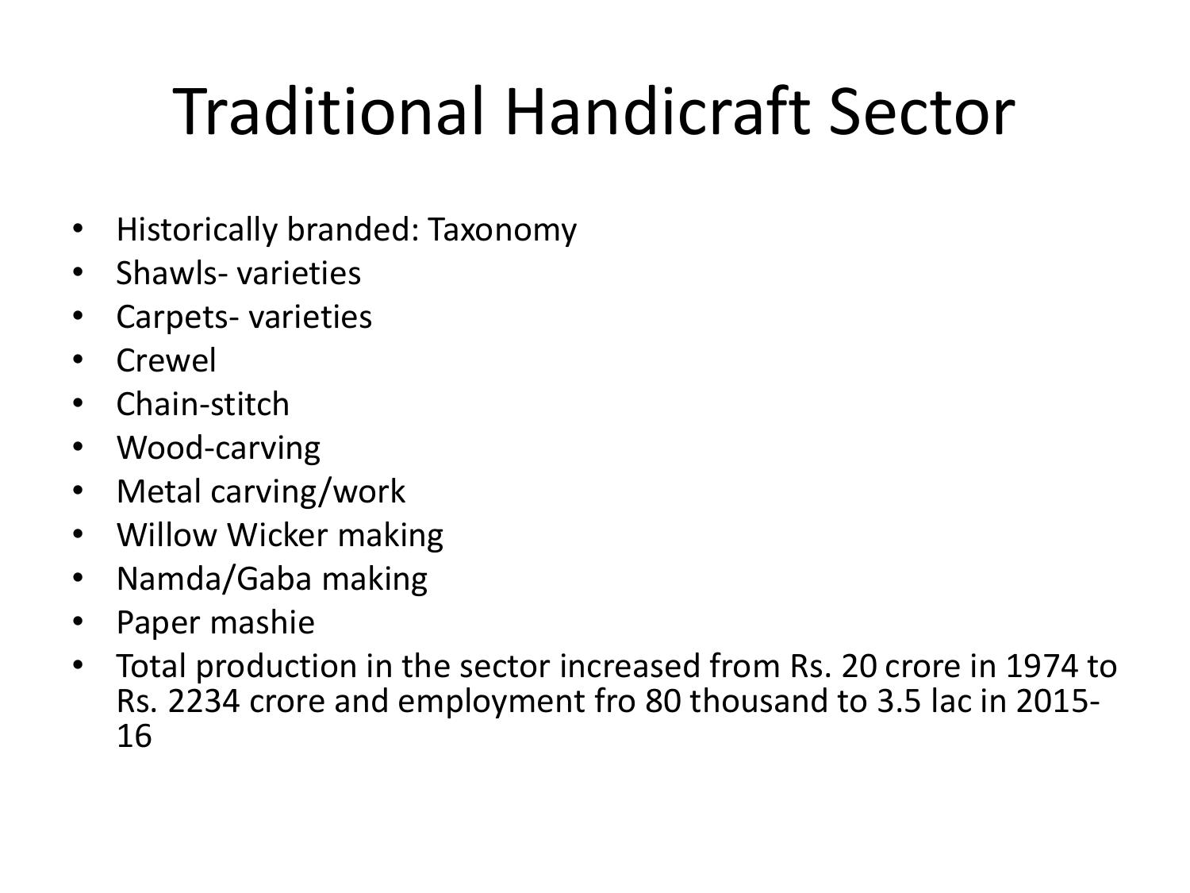# Traditional Handicraft Sector

- Historically branded: Taxonomy
- Shawls- varieties
- Carpets- varieties
- Crewel
- Chain-stitch
- Wood-carving
- Metal carving/work
- Willow Wicker making
- Namda/Gaba making
- Paper mashie
- Total production in the sector increased from Rs. 20 crore in 1974 to Rs. 2234 crore and employment fro 80 thousand to 3.5 lac in 2015-16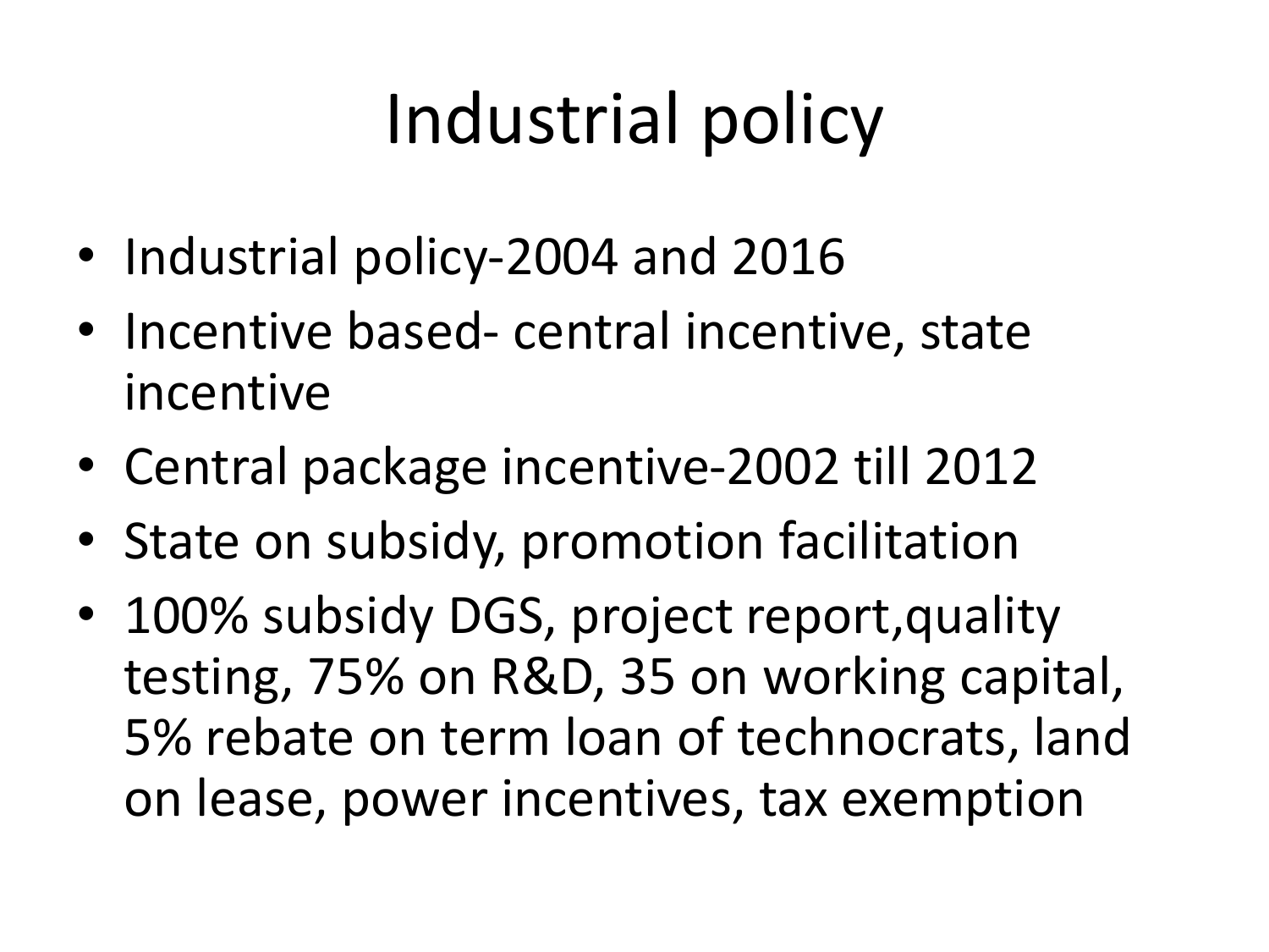# Industrial policy

- Industrial policy-2004 and 2016
- Incentive based- central incentive, state incentive
- Central package incentive-2002 till 2012
- State on subsidy, promotion facilitation
- 100% subsidy DGS, project report,quality testing, 75% on R&D, 35 on working capital, 5% rebate on term loan of technocrats, land on lease, power incentives, tax exemption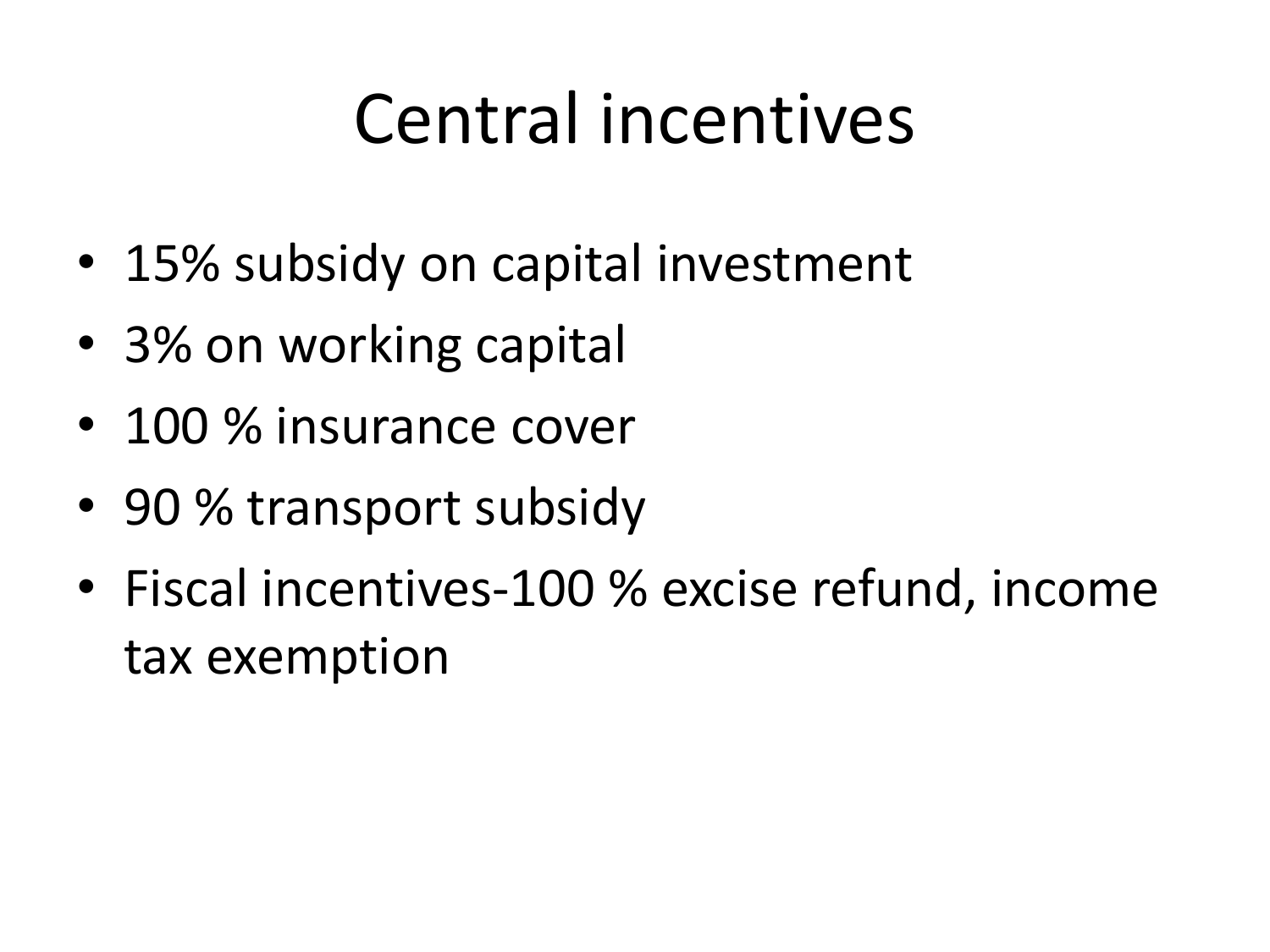# Central incentives

- 15% subsidy on capital investment
- 3% on working capital
- 100 % insurance cover
- 90 % transport subsidy
- Fiscal incentives-100 % excise refund, income tax exemption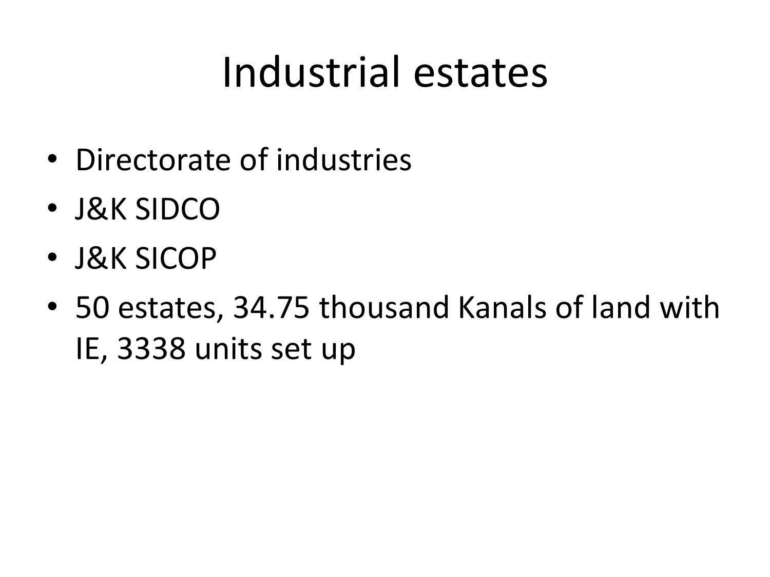# Industrial estates

- Directorate of industries
- J&K SIDCO
- J&K SICOP
- 50 estates, 34.75 thousand Kanals of land with IE, 3338 units set up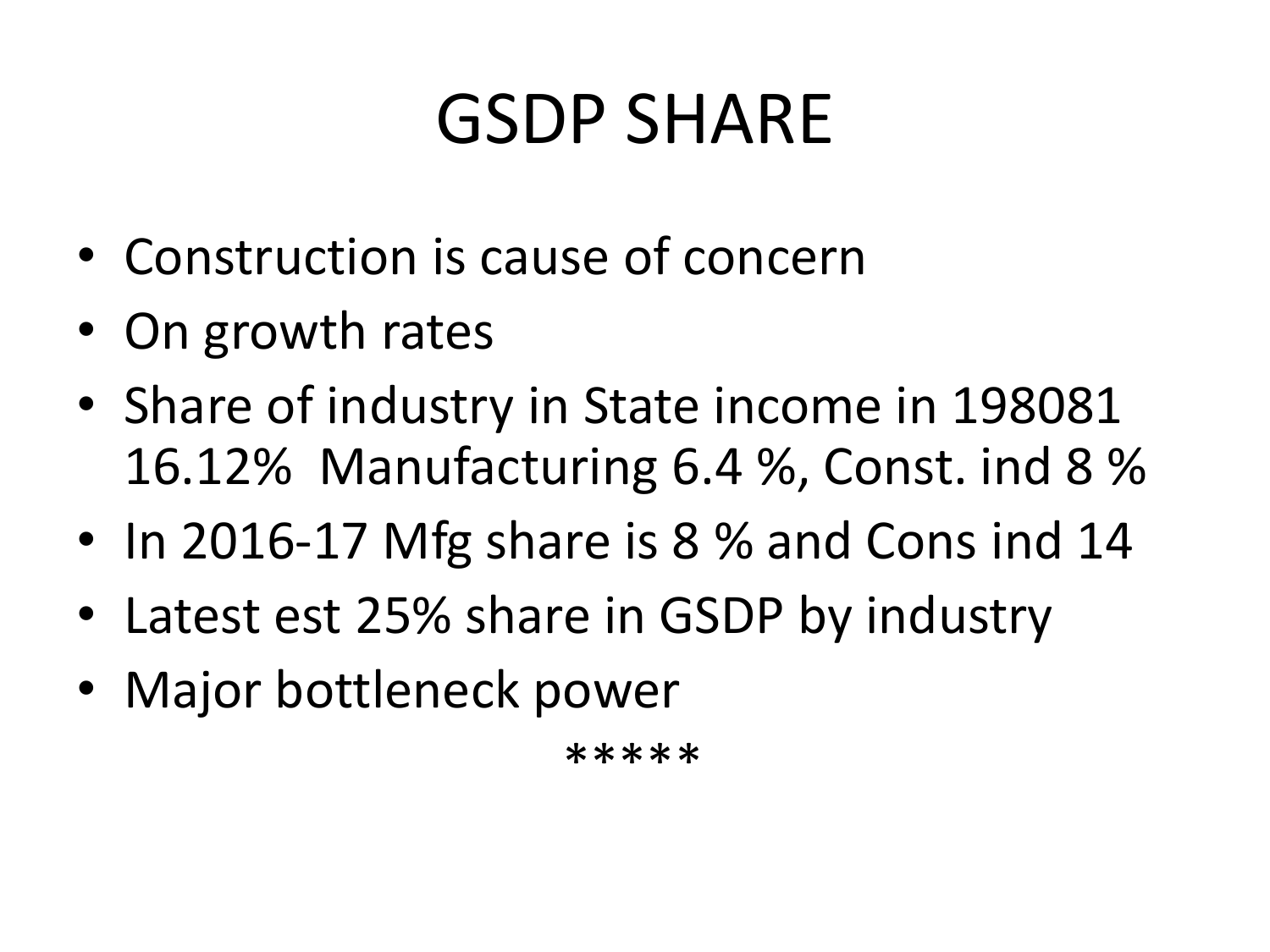# GSDP SHARE

- Construction is cause of concern
- On growth rates
- Share of industry in State income in 198081 16.12% Manufacturing 6.4 %, Const. ind 8 %
- In 2016-17 Mfg share is 8 % and Cons ind 14
- Latest est 25% share in GSDP by industry
- Major bottleneck power

*****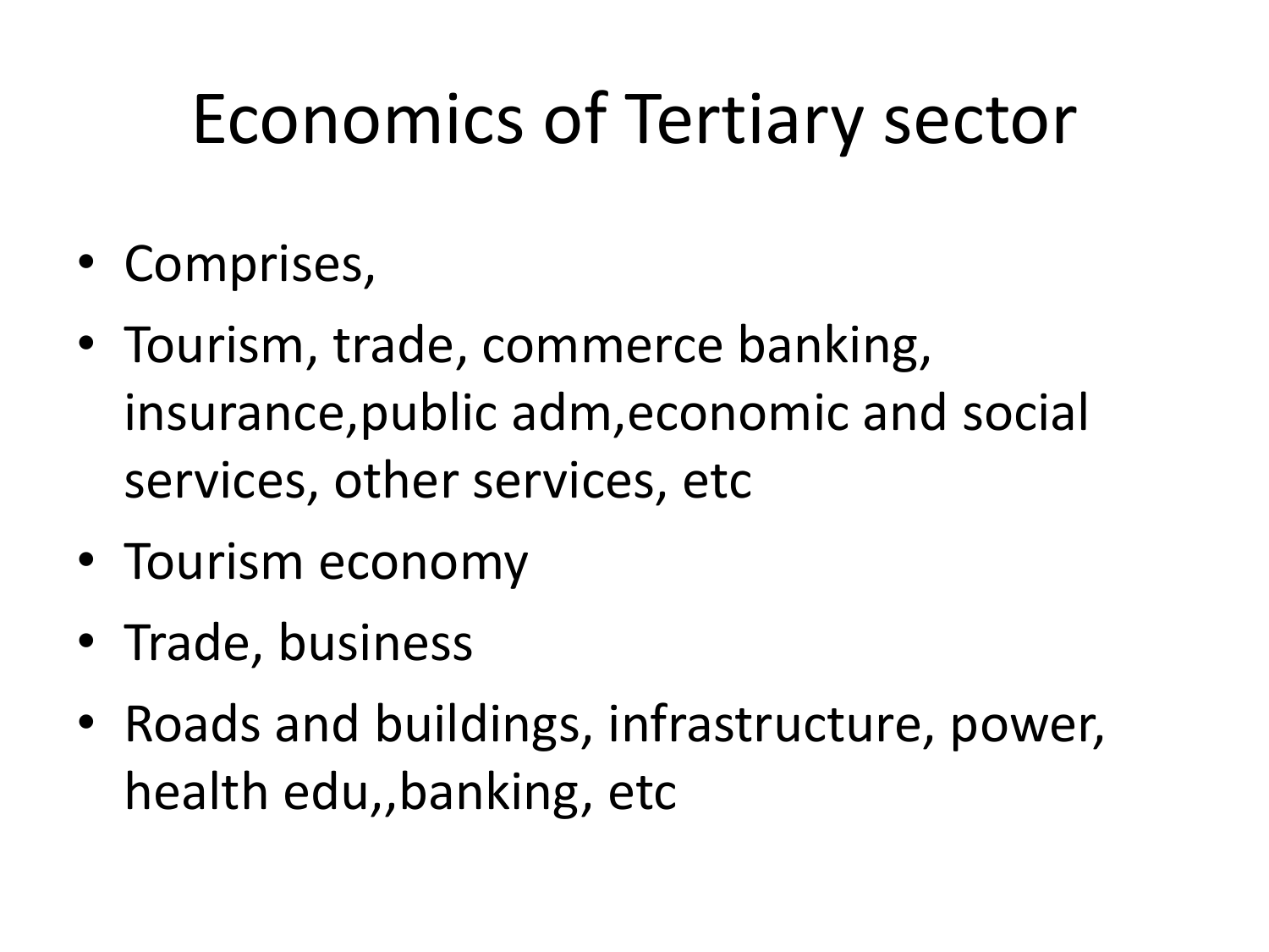# Economics of Tertiary sector

- Comprises,
- Tourism, trade, commerce banking, insurance,public adm,economic and social services, other services, etc
- Tourism economy
- Trade, business
- Roads and buildings, infrastructure, power, health edu,,banking, etc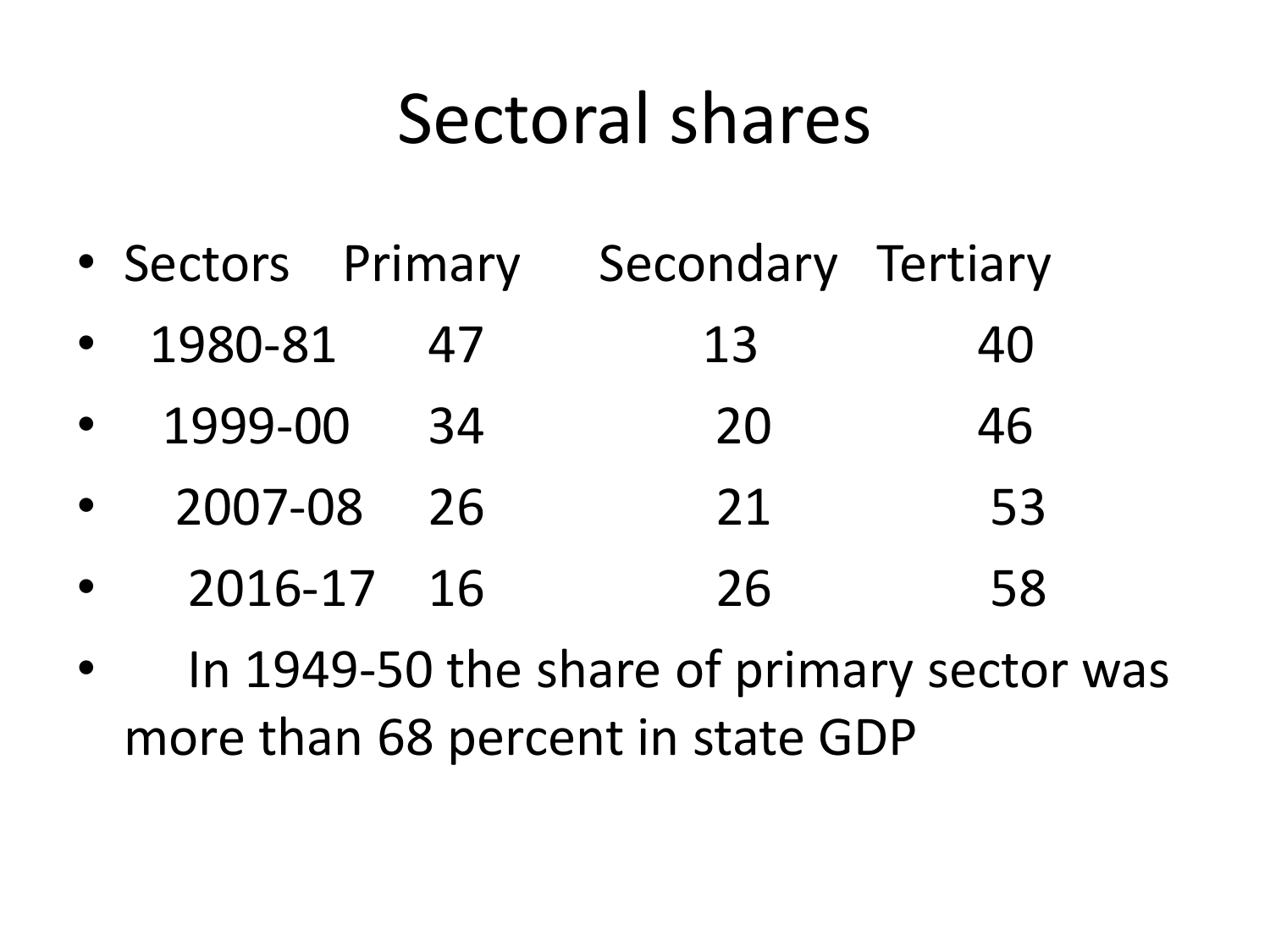# Sectoral shares

| Sectors | Primary | Secondary | Tertiary |
|---|---|---|---|
| 1980-81 | 47 | 13 | 40 |
| 1999-00 | 34 | 20 | 46 |
| 2007-08 | 26 | 21 | 53 |
| 2016-17 | 16 | 26 | 58 |

- In 1949-50 the share of primary sector was more than 68 percent in state GDP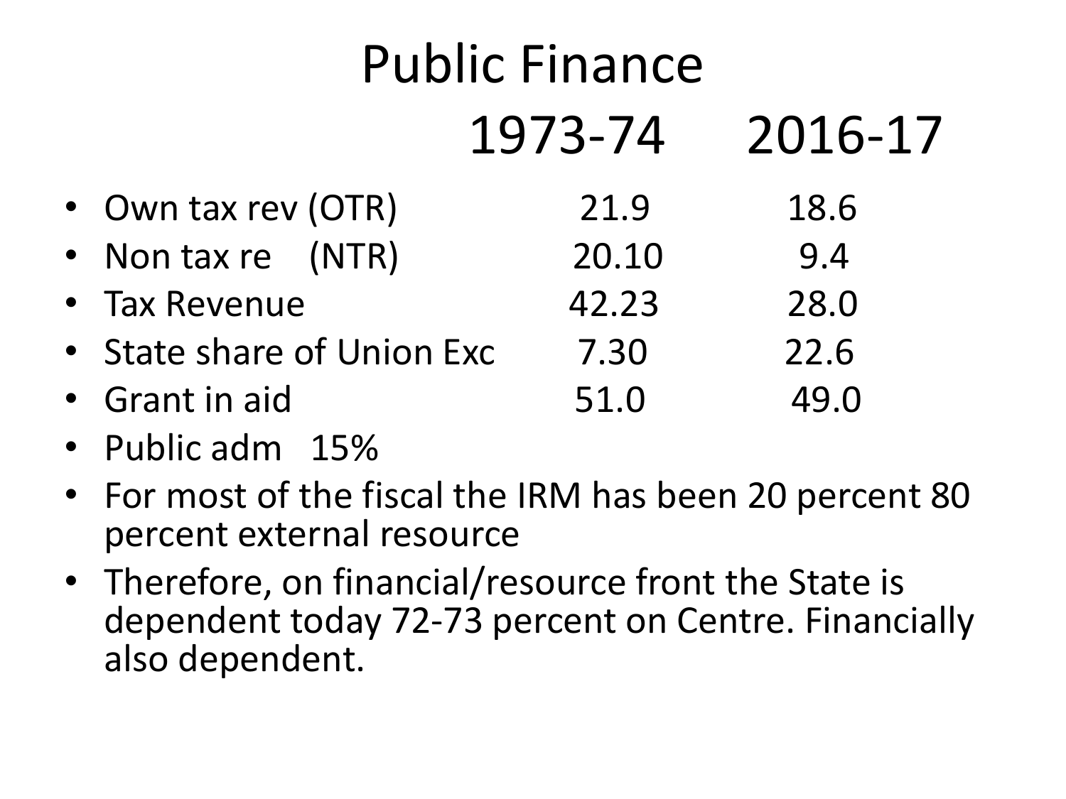# Public Finance

| | 1973-74 | 2016-17 |
|---|---|---|
| Own tax rev (OTR) | 21.9 | 18.6 |
| Non tax re (NTR) | 20.10 | 9.4 |
| Tax Revenue | 42.23 | 28.0 |
| State share of Union Exc | 7.30 | 22.6 |
| Grant in aid | 51.0 | 49.0 |

- Public adm 15%
- For most of the fiscal the IRM has been 20 percent 80 percent external resource
- Therefore, on financial/resource front the State is dependent today 72-73 percent on Centre. Financially also dependent.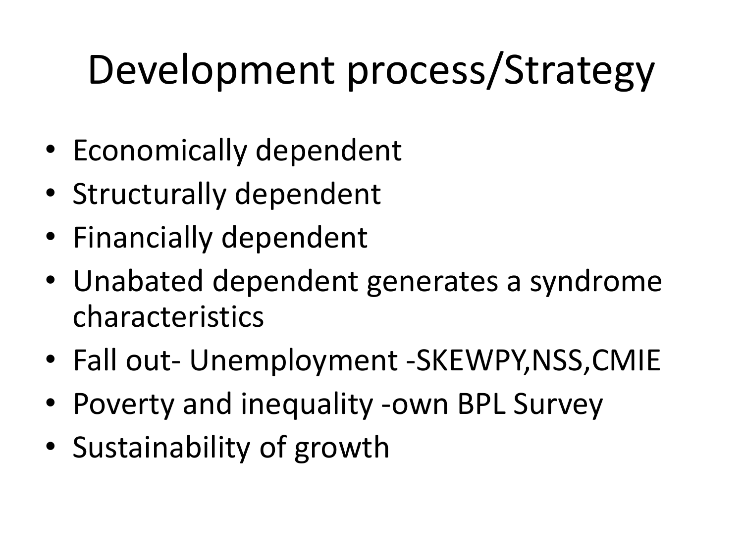# Development process/Strategy

- Economically dependent
- Structurally dependent
- Financially dependent
- Unabated dependent generates a syndrome characteristics
- Fall out- Unemployment -SKEWPY,NSS,CMIE
- Poverty and inequality -own BPL Survey
- Sustainability of growth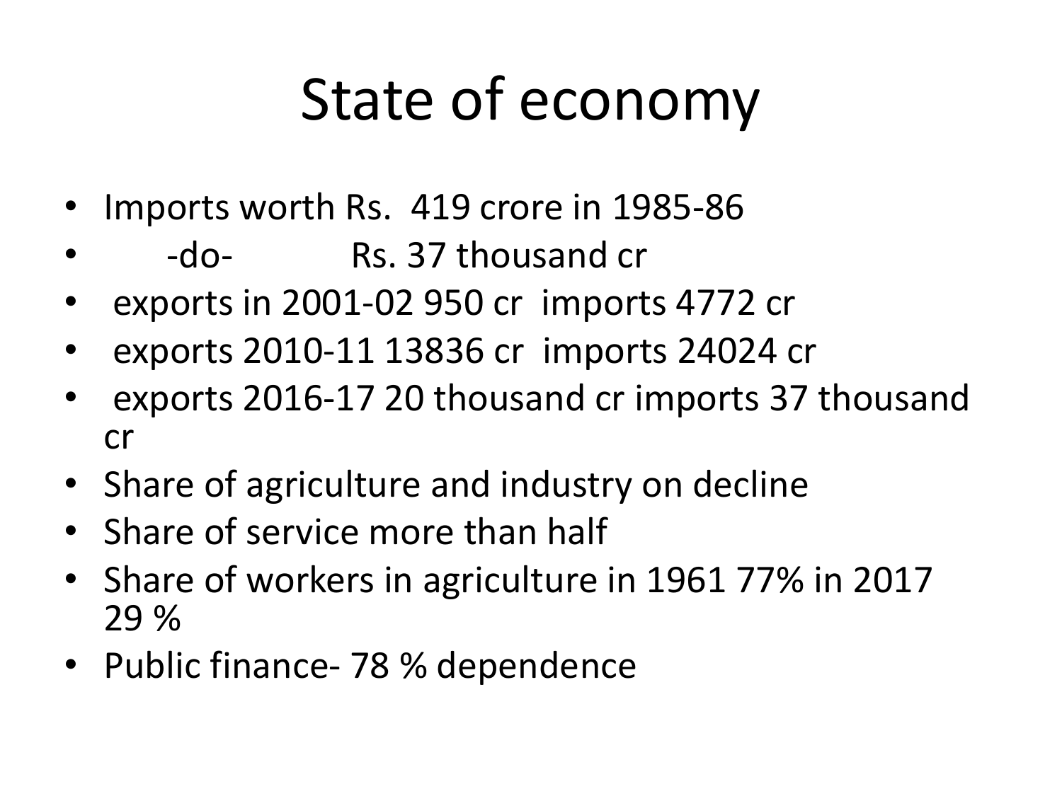# State of economy

- Imports worth Rs.  419 crore in 1985-86
- -do-            Rs. 37 thousand cr
- exports in 2001-02 950 cr  imports 4772 cr
- exports 2010-11 13836 cr  imports 24024 cr
- exports 2016-17 20 thousand cr imports 37 thousand cr
- Share of agriculture and industry on decline
- Share of service more than half
- Share of workers in agriculture in 1961 77% in 2017 29 %
- Public finance- 78 % dependence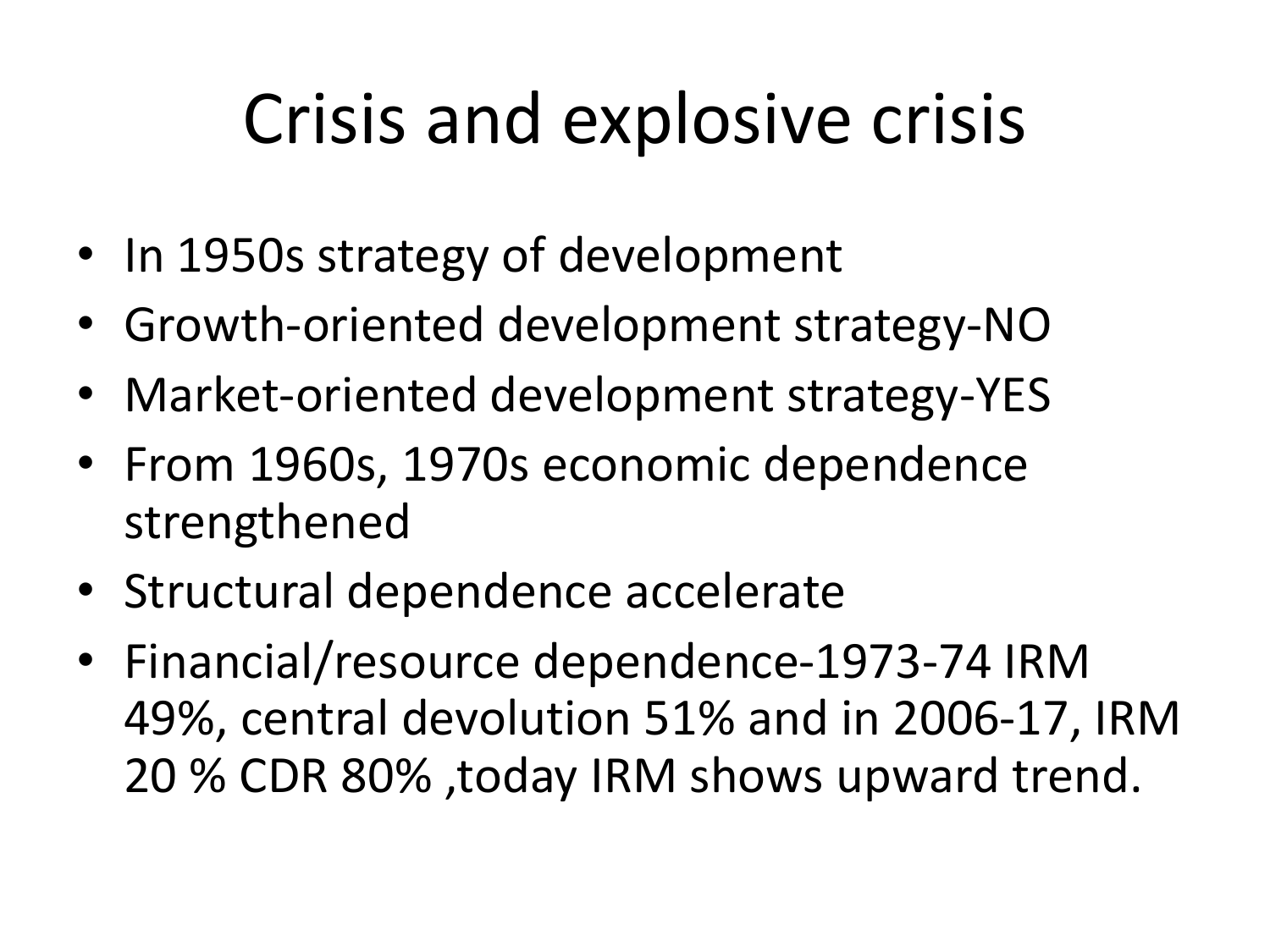# Crisis and explosive crisis

- In 1950s strategy of development
- Growth-oriented development strategy-NO
- Market-oriented development strategy-YES
- From 1960s, 1970s economic dependence strengthened
- Structural dependence accelerate
- Financial/resource dependence-1973-74 IRM 49%, central devolution 51% and in 2006-17, IRM 20 % CDR 80% ,today IRM shows upward trend.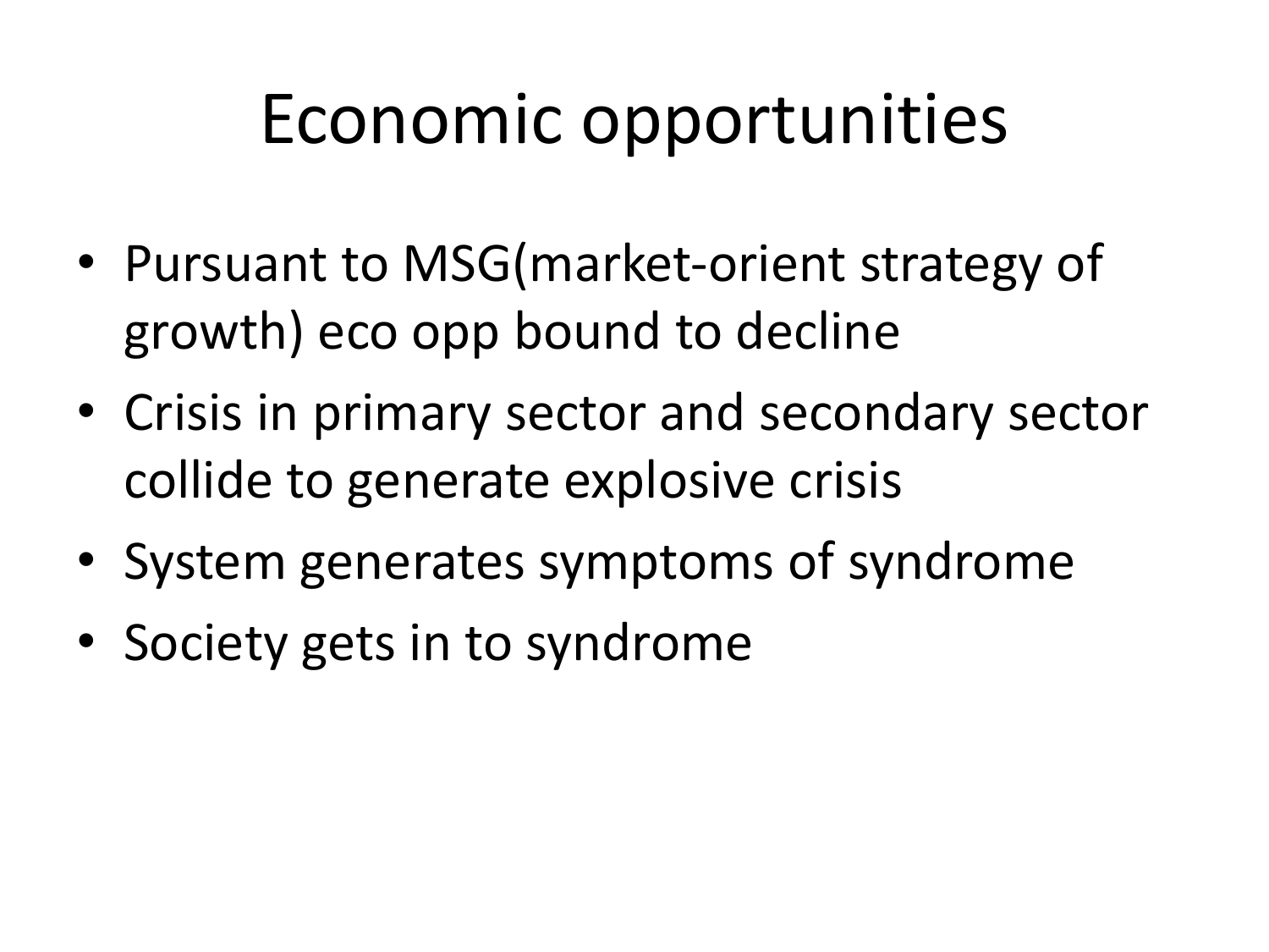# Economic opportunities

- Pursuant to MSG(market-orient strategy of growth) eco opp bound to decline
- Crisis in primary sector and secondary sector collide to generate explosive crisis
- System generates symptoms of syndrome
- Society gets in to syndrome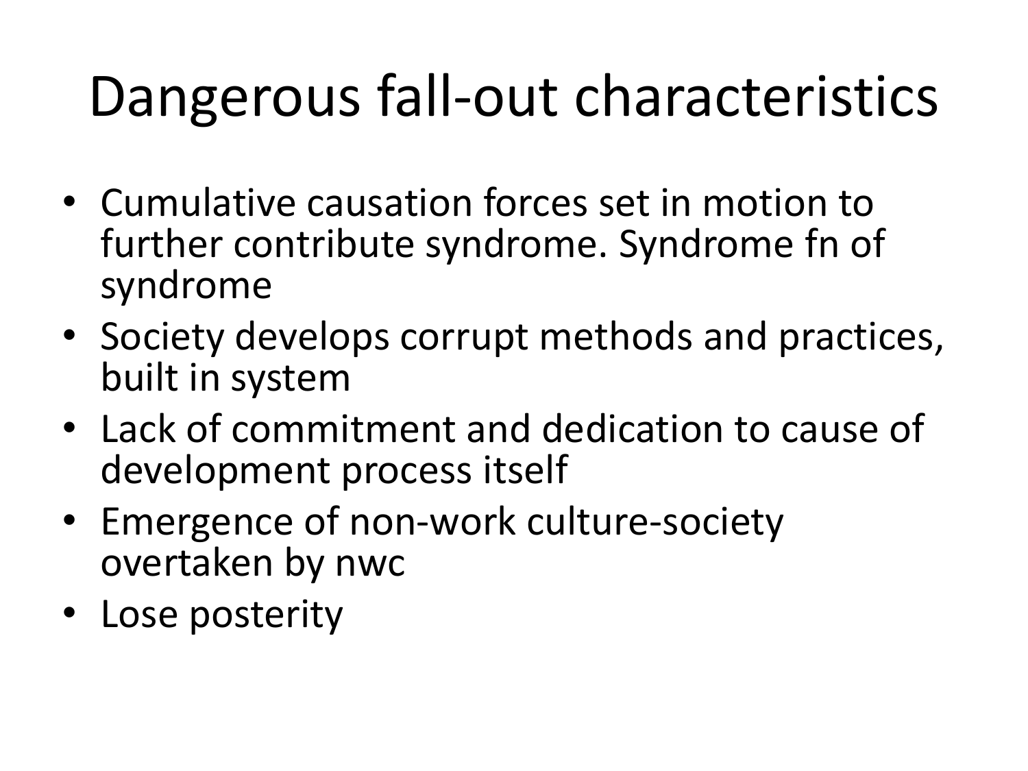# Dangerous fall-out characteristics

- Cumulative causation forces set in motion to further contribute syndrome. Syndrome fn of syndrome
- Society develops corrupt methods and practices, built in system
- Lack of commitment and dedication to cause of development process itself
- Emergence of non-work culture-society overtaken by nwc
- Lose posterity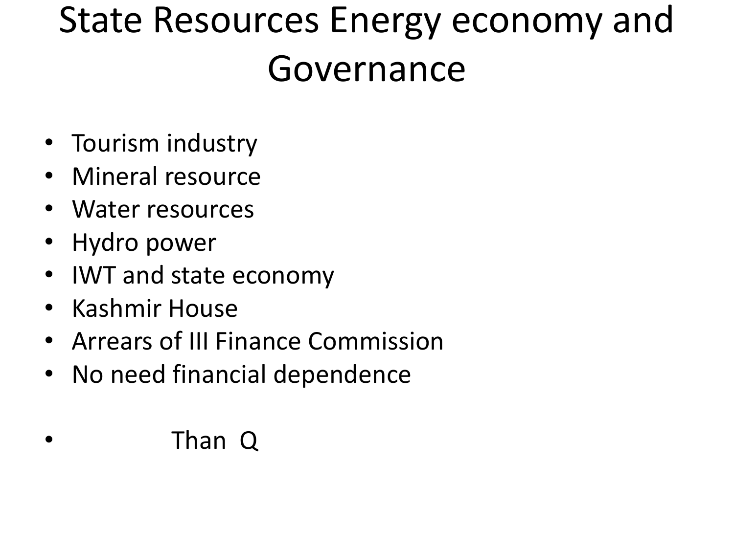# State Resources Energy economy and Governance

- Tourism industry
- Mineral resource
- Water resources
- Hydro power
- IWT and state economy
- Kashmir House
- Arrears of III Finance Commission
- No need financial dependence

- Than Q